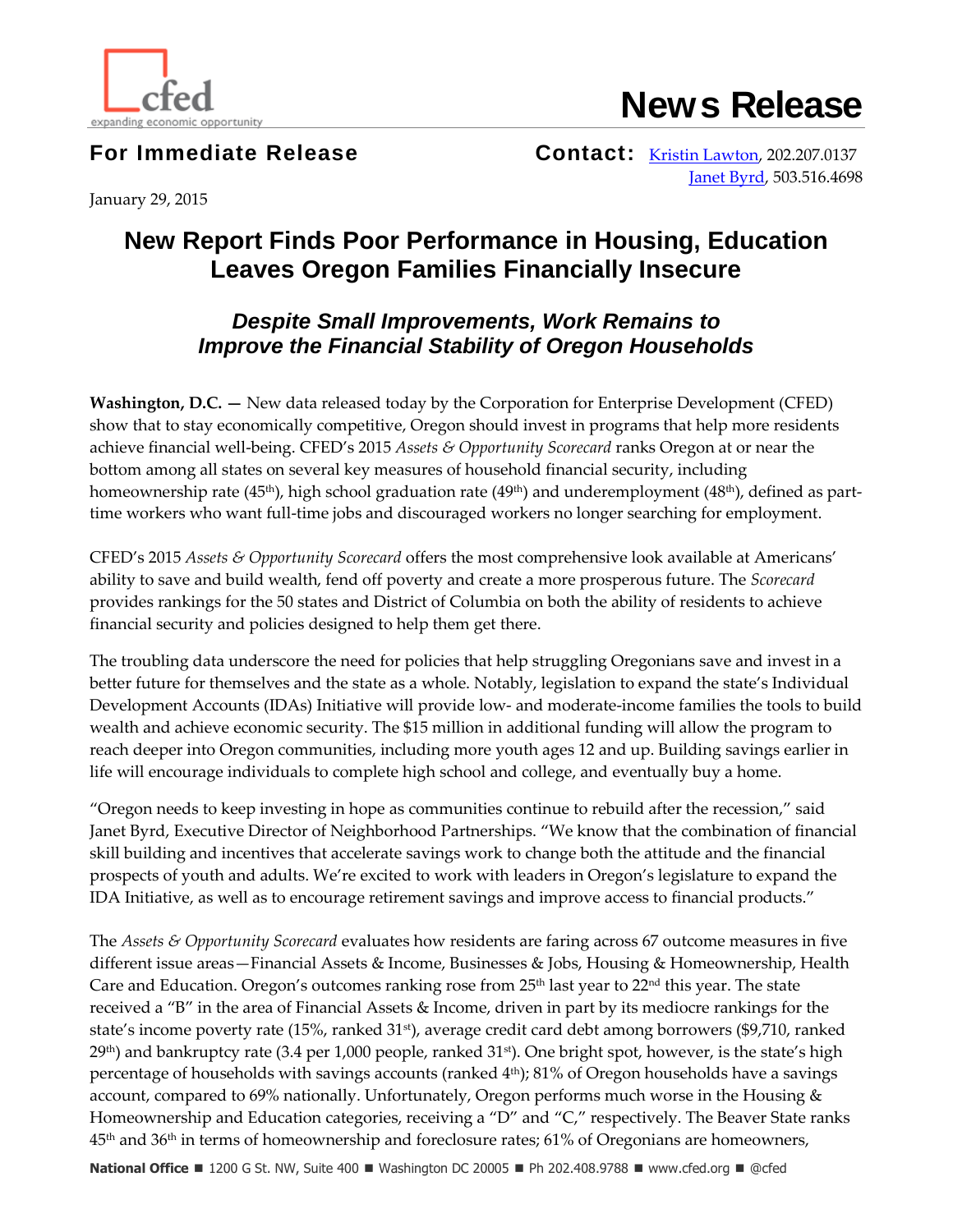cfed
expanding economic opportunity

# News Release

**For Immediate Release**

**Contact:** Kristin Lawton, 202.207.0137
Janet Byrd, 503.516.4698

January 29, 2015

# New Report Finds Poor Performance in Housing, Education Leaves Oregon Families Financially Insecure

## *Despite Small Improvements, Work Remains to Improve the Financial Stability of Oregon Households*

**Washington, D.C. —** New data released today by the Corporation for Enterprise Development (CFED) show that to stay economically competitive, Oregon should invest in programs that help more residents achieve financial well-being. CFED's 2015 *Assets & Opportunity Scorecard* ranks Oregon at or near the bottom among all states on several key measures of household financial security, including homeownership rate (45th), high school graduation rate (49th) and underemployment (48th), defined as part-time workers who want full-time jobs and discouraged workers no longer searching for employment.

CFED's 2015 *Assets & Opportunity Scorecard* offers the most comprehensive look available at Americans' ability to save and build wealth, fend off poverty and create a more prosperous future. The *Scorecard* provides rankings for the 50 states and District of Columbia on both the ability of residents to achieve financial security and policies designed to help them get there.

The troubling data underscore the need for policies that help struggling Oregonians save and invest in a better future for themselves and the state as a whole. Notably, legislation to expand the state's Individual Development Accounts (IDAs) Initiative will provide low- and moderate-income families the tools to build wealth and achieve economic security. The $15 million in additional funding will allow the program to reach deeper into Oregon communities, including more youth ages 12 and up. Building savings earlier in life will encourage individuals to complete high school and college, and eventually buy a home.

"Oregon needs to keep investing in hope as communities continue to rebuild after the recession," said Janet Byrd, Executive Director of Neighborhood Partnerships. "We know that the combination of financial skill building and incentives that accelerate savings work to change both the attitude and the financial prospects of youth and adults. We're excited to work with leaders in Oregon's legislature to expand the IDA Initiative, as well as to encourage retirement savings and improve access to financial products."

The *Assets & Opportunity Scorecard* evaluates how residents are faring across 67 outcome measures in five different issue areas—Financial Assets & Income, Businesses & Jobs, Housing & Homeownership, Health Care and Education. Oregon's outcomes ranking rose from 25th last year to 22nd this year. The state received a "B" in the area of Financial Assets & Income, driven in part by its mediocre rankings for the state's income poverty rate (15%, ranked 31st), average credit card debt among borrowers ($9,710, ranked 29th) and bankruptcy rate (3.4 per 1,000 people, ranked 31st). One bright spot, however, is the state's high percentage of households with savings accounts (ranked 4th); 81% of Oregon households have a savings account, compared to 69% nationally. Unfortunately, Oregon performs much worse in the Housing & Homeownership and Education categories, receiving a "D" and "C," respectively. The Beaver State ranks 45th and 36th in terms of homeownership and foreclosure rates; 61% of Oregonians are homeowners,

**National Office** ■ 1200 G St. NW, Suite 400 ■ Washington DC 20005 ■ Ph 202.408.9788 ■ www.cfed.org ■ @cfed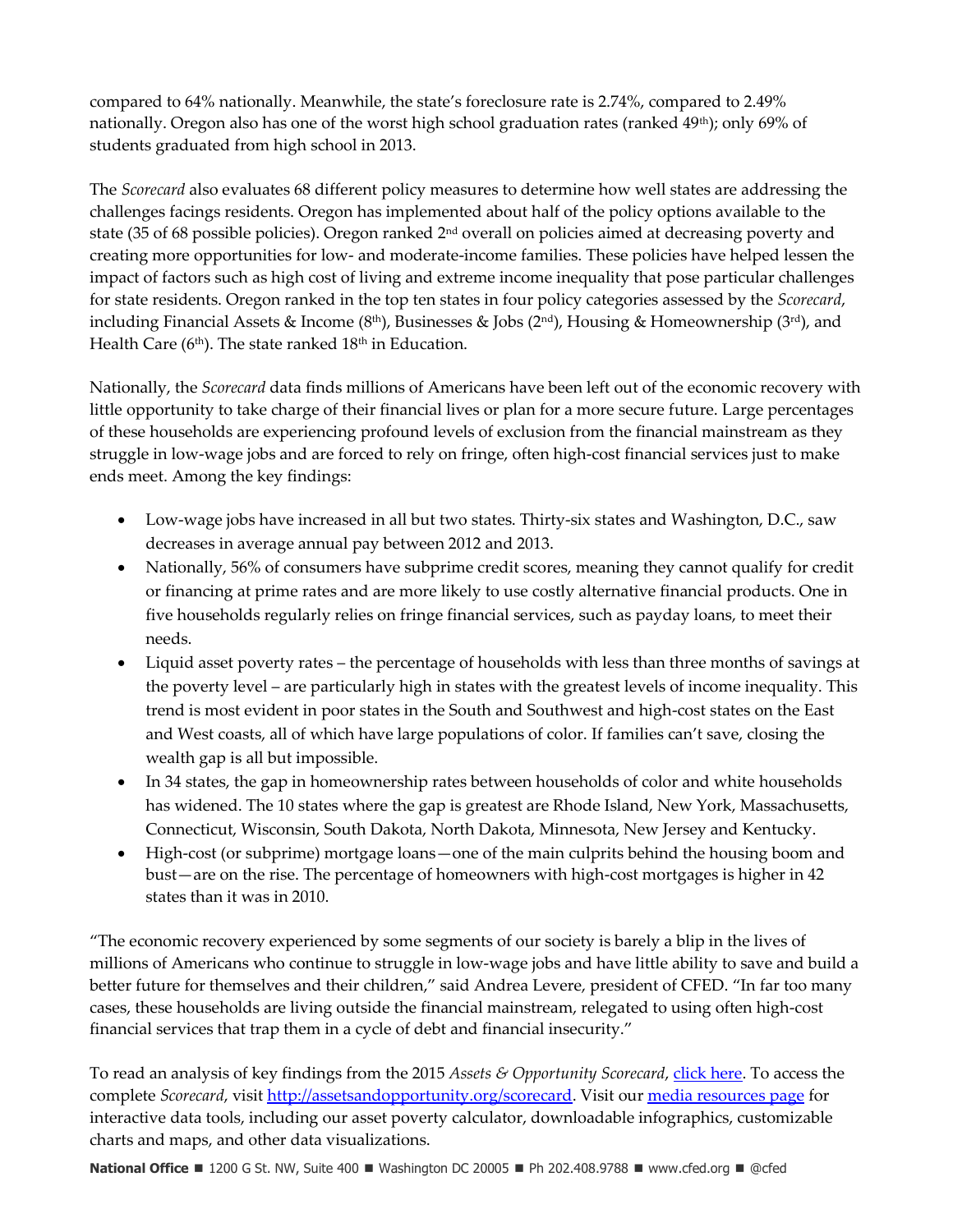compared to 64% nationally. Meanwhile, the state's foreclosure rate is 2.74%, compared to 2.49% nationally. Oregon also has one of the worst high school graduation rates (ranked 49th); only 69% of students graduated from high school in 2013.

The *Scorecard* also evaluates 68 different policy measures to determine how well states are addressing the challenges facings residents. Oregon has implemented about half of the policy options available to the state (35 of 68 possible policies). Oregon ranked 2nd overall on policies aimed at decreasing poverty and creating more opportunities for low- and moderate-income families. These policies have helped lessen the impact of factors such as high cost of living and extreme income inequality that pose particular challenges for state residents. Oregon ranked in the top ten states in four policy categories assessed by the *Scorecard*, including Financial Assets & Income (8th), Businesses & Jobs (2nd), Housing & Homeownership (3rd), and Health Care (6th). The state ranked 18th in Education.

Nationally, the *Scorecard* data finds millions of Americans have been left out of the economic recovery with little opportunity to take charge of their financial lives or plan for a more secure future. Large percentages of these households are experiencing profound levels of exclusion from the financial mainstream as they struggle in low-wage jobs and are forced to rely on fringe, often high-cost financial services just to make ends meet. Among the key findings:

- Low-wage jobs have increased in all but two states. Thirty-six states and Washington, D.C., saw decreases in average annual pay between 2012 and 2013.
- Nationally, 56% of consumers have subprime credit scores, meaning they cannot qualify for credit or financing at prime rates and are more likely to use costly alternative financial products. One in five households regularly relies on fringe financial services, such as payday loans, to meet their needs.
- Liquid asset poverty rates – the percentage of households with less than three months of savings at the poverty level – are particularly high in states with the greatest levels of income inequality. This trend is most evident in poor states in the South and Southwest and high-cost states on the East and West coasts, all of which have large populations of color. If families can't save, closing the wealth gap is all but impossible.
- In 34 states, the gap in homeownership rates between households of color and white households has widened. The 10 states where the gap is greatest are Rhode Island, New York, Massachusetts, Connecticut, Wisconsin, South Dakota, North Dakota, Minnesota, New Jersey and Kentucky.
- High-cost (or subprime) mortgage loans—one of the main culprits behind the housing boom and bust—are on the rise. The percentage of homeowners with high-cost mortgages is higher in 42 states than it was in 2010.

"The economic recovery experienced by some segments of our society is barely a blip in the lives of millions of Americans who continue to struggle in low-wage jobs and have little ability to save and build a better future for themselves and their children," said Andrea Levere, president of CFED. "In far too many cases, these households are living outside the financial mainstream, relegated to using often high-cost financial services that trap them in a cycle of debt and financial insecurity."

To read an analysis of key findings from the 2015 *Assets & Opportunity Scorecard*, click here. To access the complete *Scorecard*, visit http://assetsandopportunity.org/scorecard. Visit our media resources page for interactive data tools, including our asset poverty calculator, downloadable infographics, customizable charts and maps, and other data visualizations.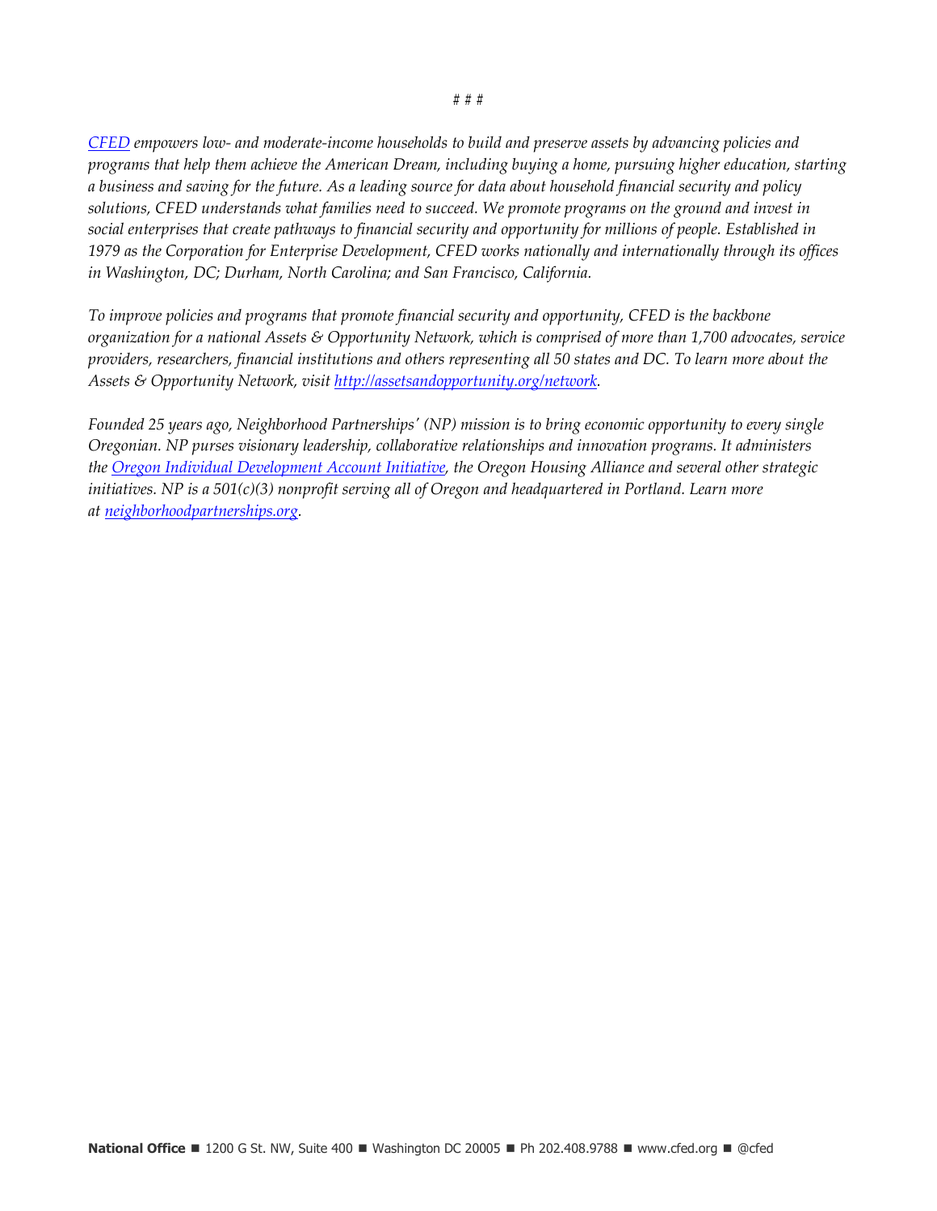# # #

*[CFED](http://cfed.org) empowers low- and moderate-income households to build and preserve assets by advancing policies and programs that help them achieve the American Dream, including buying a home, pursuing higher education, starting a business and saving for the future. As a leading source for data about household financial security and policy solutions, CFED understands what families need to succeed. We promote programs on the ground and invest in social enterprises that create pathways to financial security and opportunity for millions of people. Established in 1979 as the Corporation for Enterprise Development, CFED works nationally and internationally through its offices in Washington, DC; Durham, North Carolina; and San Francisco, California.*

*To improve policies and programs that promote financial security and opportunity, CFED is the backbone organization for a national Assets & Opportunity Network, which is comprised of more than 1,700 advocates, service providers, researchers, financial institutions and others representing all 50 states and DC. To learn more about the Assets & Opportunity Network, visit [http://assetsandopportunity.org/network](http://assetsandopportunity.org/network).*

*Founded 25 years ago, Neighborhood Partnerships' (NP) mission is to bring economic opportunity to every single Oregonian. NP purses visionary leadership, collaborative relationships and innovation programs. It administers the Oregon Individual Development Account Initiative, the Oregon Housing Alliance and several other strategic initiatives. NP is a 501(c)(3) nonprofit serving all of Oregon and headquartered in Portland. Learn more at neighborhoodpartnerships.org.*

**National Office** ■ 1200 G St. NW, Suite 400 ■ Washington DC 20005 ■ Ph 202.408.9788 ■ www.cfed.org ■ @cfed